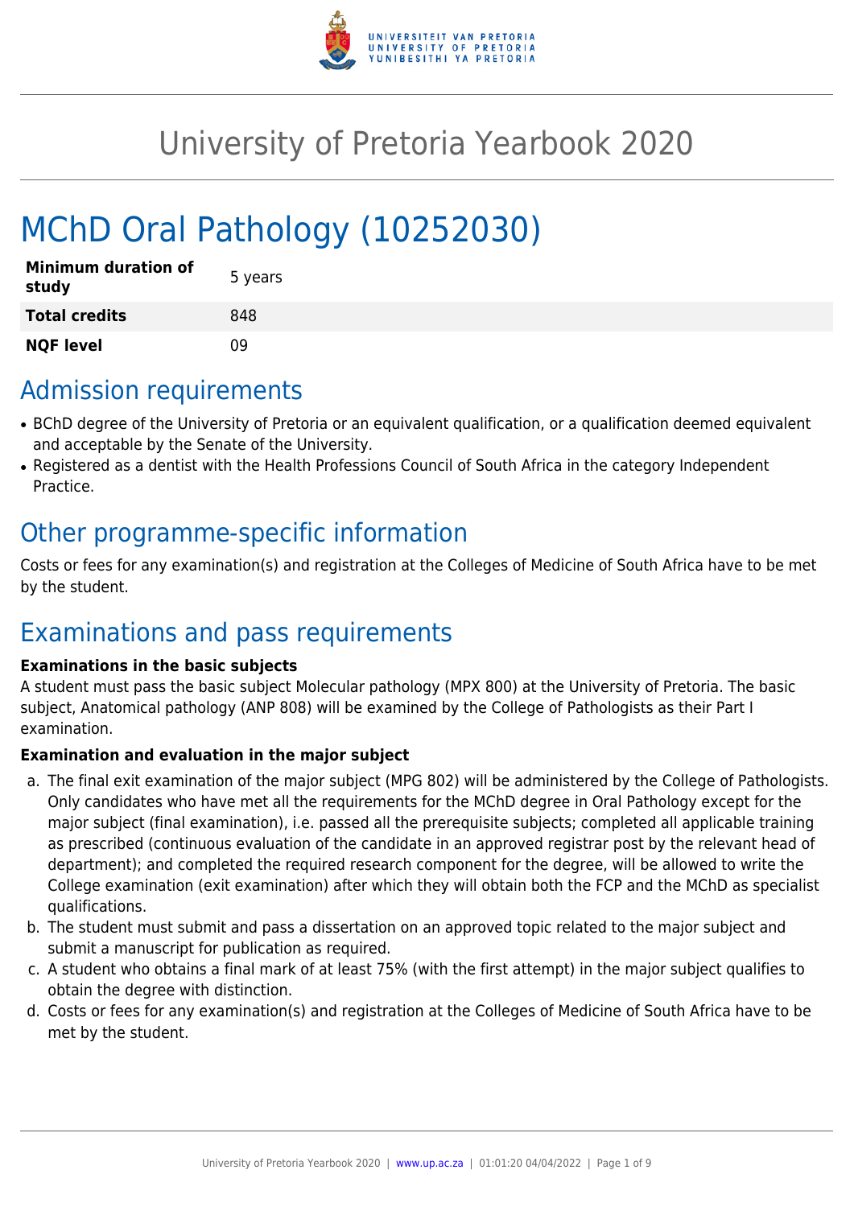# University of Pretoria Yearbook 2020

# MChD Oral Pathology (10252030)

| | |
|---|---|
| **Minimum duration of study** | 5 years |
| **Total credits** | 848 |
| **NQF level** | 09 |

## Admission requirements

- BChD degree of the University of Pretoria or an equivalent qualification, or a qualification deemed equivalent and acceptable by the Senate of the University.
- Registered as a dentist with the Health Professions Council of South Africa in the category Independent Practice.

## Other programme-specific information

Costs or fees for any examination(s) and registration at the Colleges of Medicine of South Africa have to be met by the student.

## Examinations and pass requirements

**Examinations in the basic subjects**

A student must pass the basic subject Molecular pathology (MPX 800) at the University of Pretoria. The basic subject, Anatomical pathology (ANP 808) will be examined by the College of Pathologists as their Part I examination.

**Examination and evaluation in the major subject**

a. The final exit examination of the major subject (MPG 802) will be administered by the College of Pathologists. Only candidates who have met all the requirements for the MChD degree in Oral Pathology except for the major subject (final examination), i.e. passed all the prerequisite subjects; completed all applicable training as prescribed (continuous evaluation of the candidate in an approved registrar post by the relevant head of department); and completed the required research component for the degree, will be allowed to write the College examination (exit examination) after which they will obtain both the FCP and the MChD as specialist qualifications.
b. The student must submit and pass a dissertation on an approved topic related to the major subject and submit a manuscript for publication as required.
c. A student who obtains a final mark of at least 75% (with the first attempt) in the major subject qualifies to obtain the degree with distinction.
d. Costs or fees for any examination(s) and registration at the Colleges of Medicine of South Africa have to be met by the student.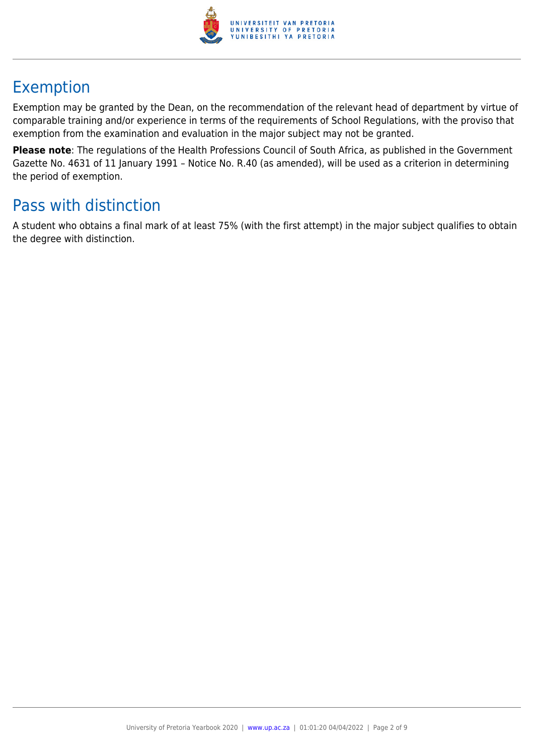## Exemption

Exemption may be granted by the Dean, on the recommendation of the relevant head of department by virtue of comparable training and/or experience in terms of the requirements of School Regulations, with the proviso that exemption from the examination and evaluation in the major subject may not be granted.

**Please note**: The regulations of the Health Professions Council of South Africa, as published in the Government Gazette No. 4631 of 11 January 1991 – Notice No. R.40 (as amended), will be used as a criterion in determining the period of exemption.

## Pass with distinction

A student who obtains a final mark of at least 75% (with the first attempt) in the major subject qualifies to obtain the degree with distinction.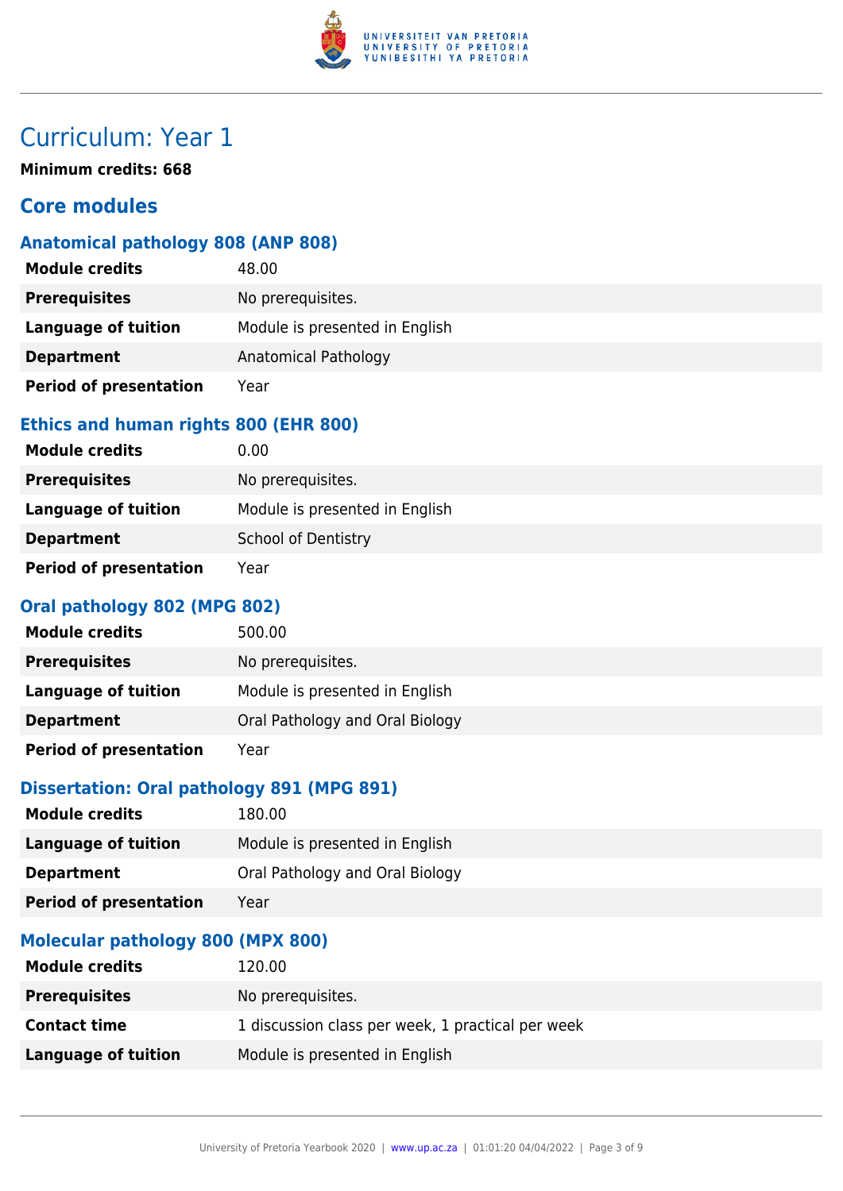# Curriculum: Year 1

**Minimum credits: 668**

## Core modules

### Anatomical pathology 808 (ANP 808)

| | |
|---|---|
| **Module credits** | 48.00 |
| **Prerequisites** | No prerequisites. |
| **Language of tuition** | Module is presented in English |
| **Department** | Anatomical Pathology |
| **Period of presentation** | Year |

### Ethics and human rights 800 (EHR 800)

| | |
|---|---|
| **Module credits** | 0.00 |
| **Prerequisites** | No prerequisites. |
| **Language of tuition** | Module is presented in English |
| **Department** | School of Dentistry |
| **Period of presentation** | Year |

### Oral pathology 802 (MPG 802)

| | |
|---|---|
| **Module credits** | 500.00 |
| **Prerequisites** | No prerequisites. |
| **Language of tuition** | Module is presented in English |
| **Department** | Oral Pathology and Oral Biology |
| **Period of presentation** | Year |

### Dissertation: Oral pathology 891 (MPG 891)

| | |
|---|---|
| **Module credits** | 180.00 |
| **Language of tuition** | Module is presented in English |
| **Department** | Oral Pathology and Oral Biology |
| **Period of presentation** | Year |

### Molecular pathology 800 (MPX 800)

| | |
|---|---|
| **Module credits** | 120.00 |
| **Prerequisites** | No prerequisites. |
| **Contact time** | 1 discussion class per week, 1 practical per week |
| **Language of tuition** | Module is presented in English |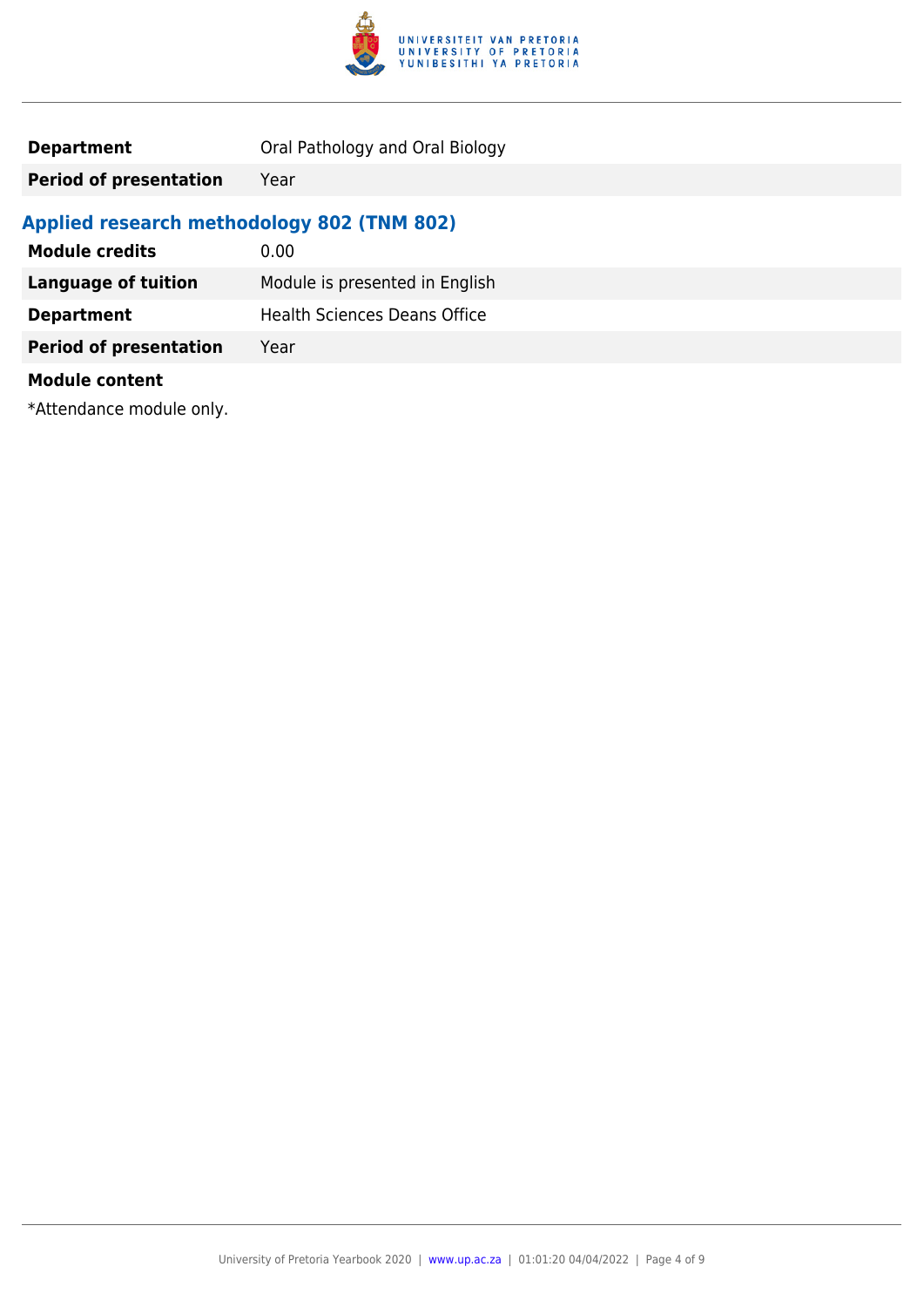| | |
|---|---|
| **Department** | Oral Pathology and Oral Biology |
| **Period of presentation** | Year |

### Applied research methodology 802 (TNM 802)

| | |
|---|---|
| **Module credits** | 0.00 |
| **Language of tuition** | Module is presented in English |
| **Department** | Health Sciences Deans Office |
| **Period of presentation** | Year |

**Module content**

*Attendance module only.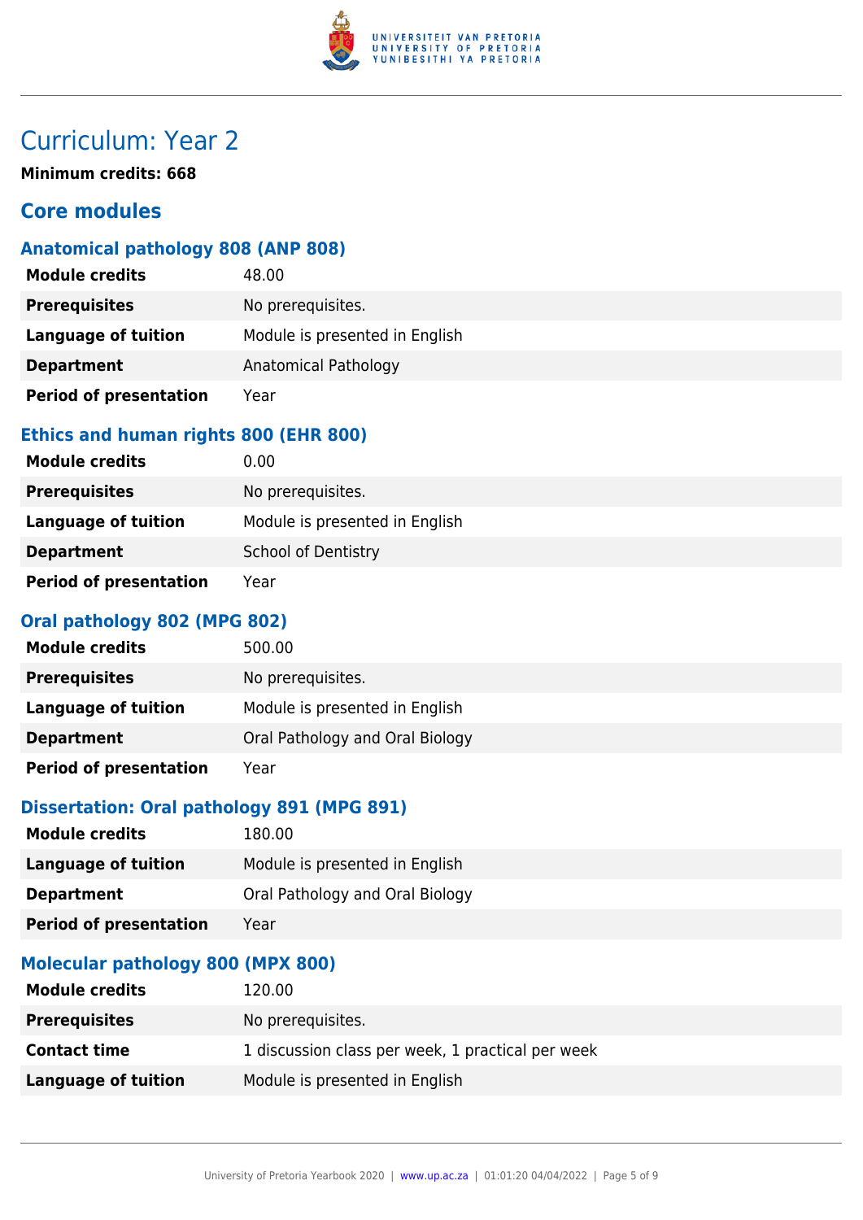# Curriculum: Year 2

**Minimum credits: 668**

## Core modules

### Anatomical pathology 808 (ANP 808)

| | |
|---|---|
| **Module credits** | 48.00 |
| **Prerequisites** | No prerequisites. |
| **Language of tuition** | Module is presented in English |
| **Department** | Anatomical Pathology |
| **Period of presentation** | Year |

### Ethics and human rights 800 (EHR 800)

| | |
|---|---|
| **Module credits** | 0.00 |
| **Prerequisites** | No prerequisites. |
| **Language of tuition** | Module is presented in English |
| **Department** | School of Dentistry |
| **Period of presentation** | Year |

### Oral pathology 802 (MPG 802)

| | |
|---|---|
| **Module credits** | 500.00 |
| **Prerequisites** | No prerequisites. |
| **Language of tuition** | Module is presented in English |
| **Department** | Oral Pathology and Oral Biology |
| **Period of presentation** | Year |

### Dissertation: Oral pathology 891 (MPG 891)

| | |
|---|---|
| **Module credits** | 180.00 |
| **Language of tuition** | Module is presented in English |
| **Department** | Oral Pathology and Oral Biology |
| **Period of presentation** | Year |

### Molecular pathology 800 (MPX 800)

| | |
|---|---|
| **Module credits** | 120.00 |
| **Prerequisites** | No prerequisites. |
| **Contact time** | 1 discussion class per week, 1 practical per week |
| **Language of tuition** | Module is presented in English |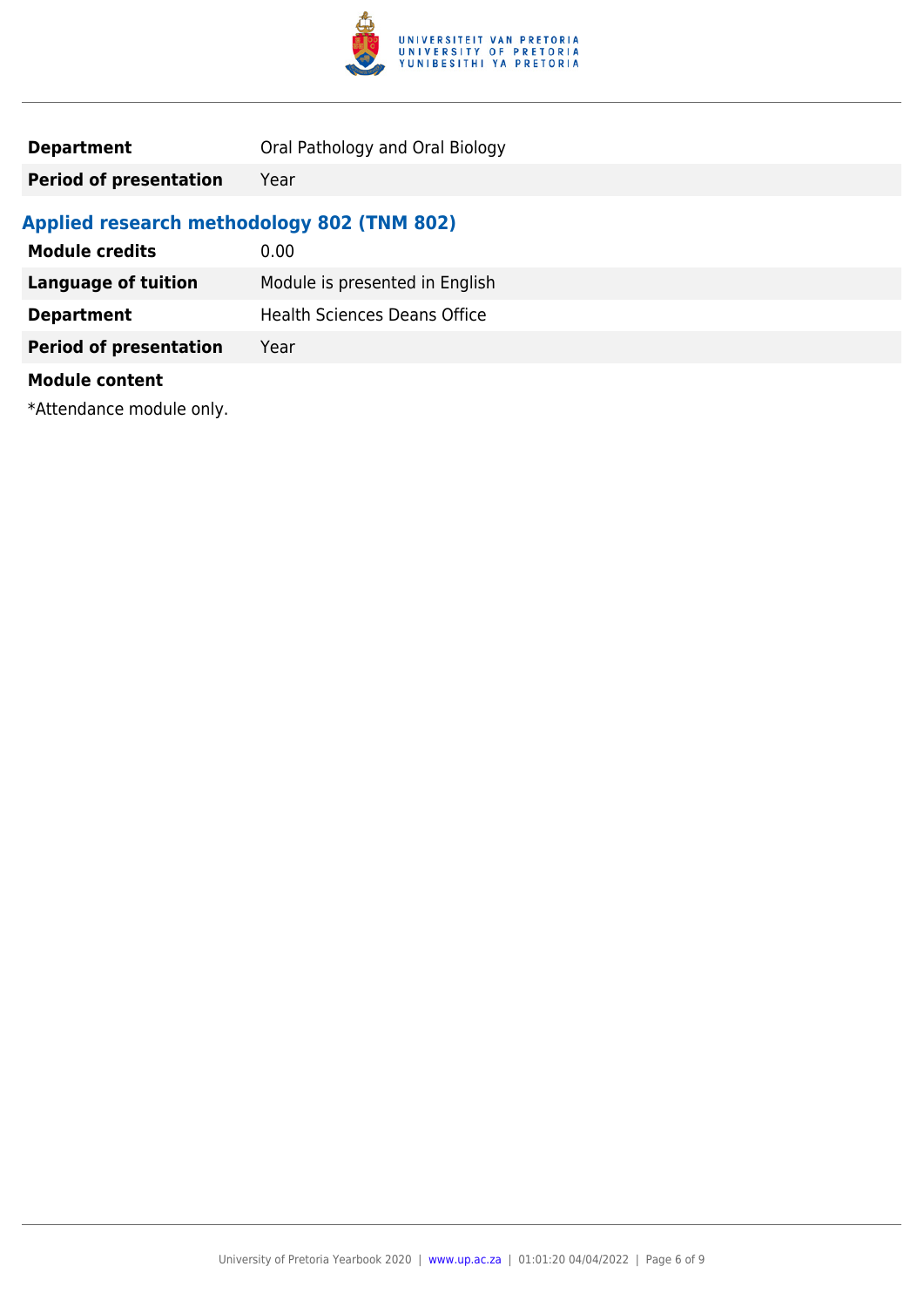| **Department** | Oral Pathology and Oral Biology |
| --- | --- |
| **Period of presentation** | Year |

### Applied research methodology 802 (TNM 802)

| **Module credits** | 0.00 |
| --- | --- |
| **Language of tuition** | Module is presented in English |
| **Department** | Health Sciences Deans Office |
| **Period of presentation** | Year |

**Module content**

*Attendance module only.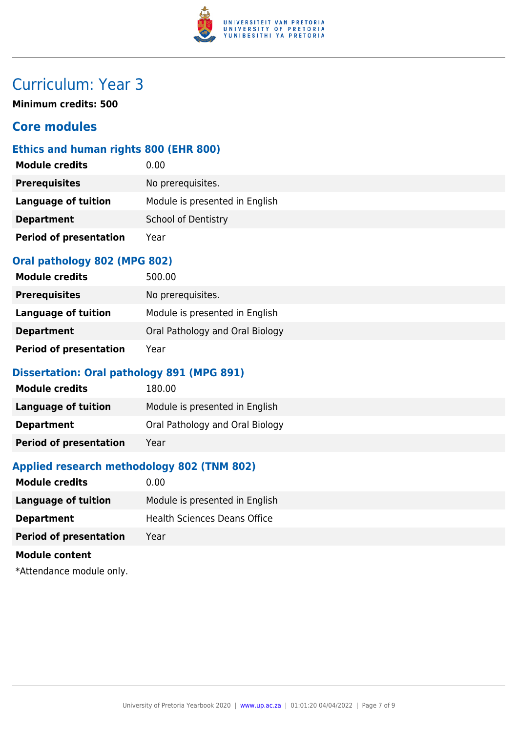# Curriculum: Year 3

**Minimum credits: 500**

## Core modules

### Ethics and human rights 800 (EHR 800)

| | |
|---|---|
| **Module credits** | 0.00 |
| **Prerequisites** | No prerequisites. |
| **Language of tuition** | Module is presented in English |
| **Department** | School of Dentistry |
| **Period of presentation** | Year |

### Oral pathology 802 (MPG 802)

| | |
|---|---|
| **Module credits** | 500.00 |
| **Prerequisites** | No prerequisites. |
| **Language of tuition** | Module is presented in English |
| **Department** | Oral Pathology and Oral Biology |
| **Period of presentation** | Year |

### Dissertation: Oral pathology 891 (MPG 891)

| | |
|---|---|
| **Module credits** | 180.00 |
| **Language of tuition** | Module is presented in English |
| **Department** | Oral Pathology and Oral Biology |
| **Period of presentation** | Year |

### Applied research methodology 802 (TNM 802)

| | |
|---|---|
| **Module credits** | 0.00 |
| **Language of tuition** | Module is presented in English |
| **Department** | Health Sciences Deans Office |
| **Period of presentation** | Year |

**Module content**

*Attendance module only.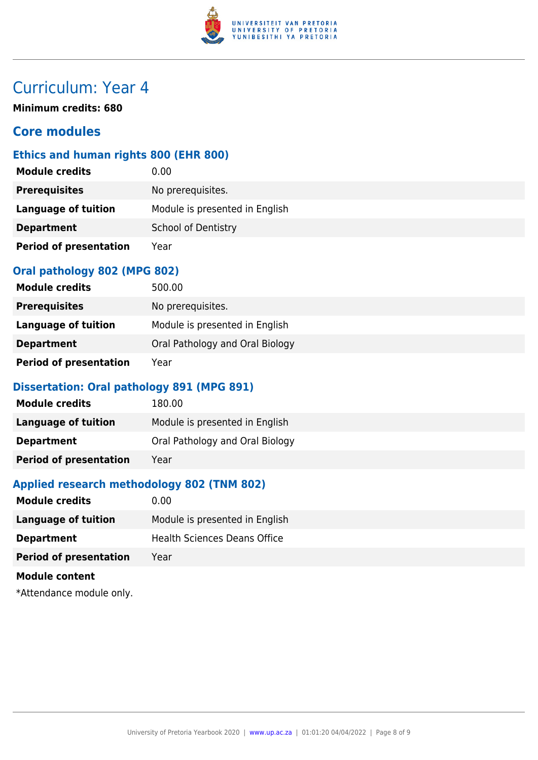# Curriculum: Year 4

**Minimum credits: 680**

## Core modules

### Ethics and human rights 800 (EHR 800)

| | |
|---|---|
| **Module credits** | 0.00 |
| **Prerequisites** | No prerequisites. |
| **Language of tuition** | Module is presented in English |
| **Department** | School of Dentistry |
| **Period of presentation** | Year |

### Oral pathology 802 (MPG 802)

| | |
|---|---|
| **Module credits** | 500.00 |
| **Prerequisites** | No prerequisites. |
| **Language of tuition** | Module is presented in English |
| **Department** | Oral Pathology and Oral Biology |
| **Period of presentation** | Year |

### Dissertation: Oral pathology 891 (MPG 891)

| | |
|---|---|
| **Module credits** | 180.00 |
| **Language of tuition** | Module is presented in English |
| **Department** | Oral Pathology and Oral Biology |
| **Period of presentation** | Year |

### Applied research methodology 802 (TNM 802)

| | |
|---|---|
| **Module credits** | 0.00 |
| **Language of tuition** | Module is presented in English |
| **Department** | Health Sciences Deans Office |
| **Period of presentation** | Year |

**Module content**

*Attendance module only.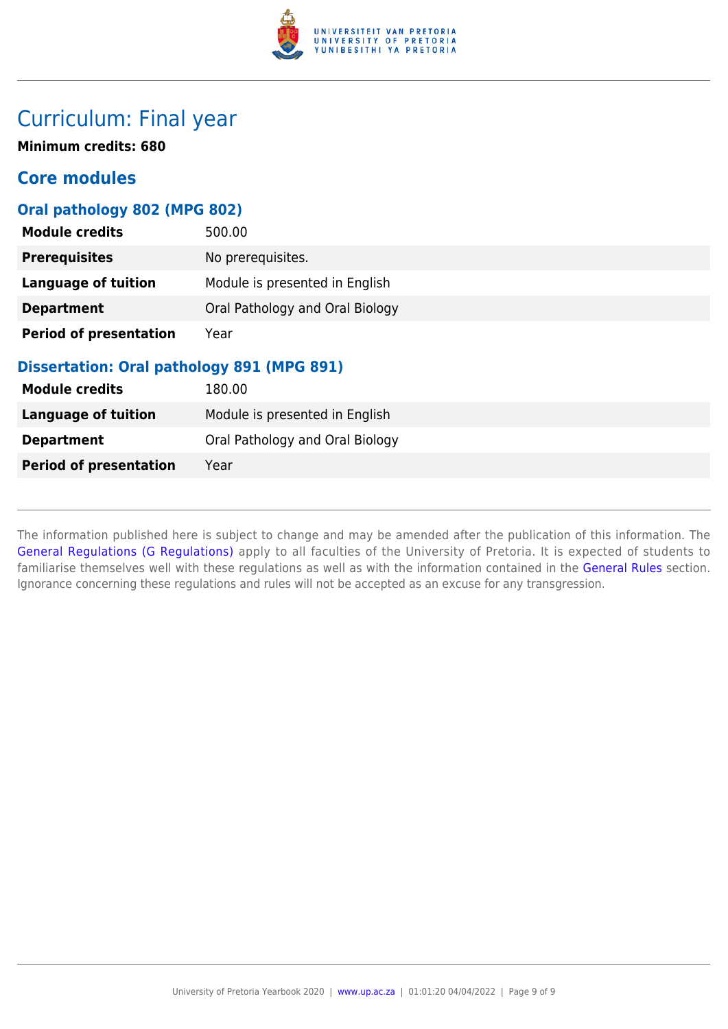# Curriculum: Final year

**Minimum credits: 680**

## Core modules

### Oral pathology 802 (MPG 802)

| | |
|---|---|
| **Module credits** | 500.00 |
| **Prerequisites** | No prerequisites. |
| **Language of tuition** | Module is presented in English |
| **Department** | Oral Pathology and Oral Biology |
| **Period of presentation** | Year |

### Dissertation: Oral pathology 891 (MPG 891)

| | |
|---|---|
| **Module credits** | 180.00 |
| **Language of tuition** | Module is presented in English |
| **Department** | Oral Pathology and Oral Biology |
| **Period of presentation** | Year |

The information published here is subject to change and may be amended after the publication of this information. The General Regulations (G Regulations) apply to all faculties of the University of Pretoria. It is expected of students to familiarise themselves well with these regulations as well as with the information contained in the General Rules section. Ignorance concerning these regulations and rules will not be accepted as an excuse for any transgression.